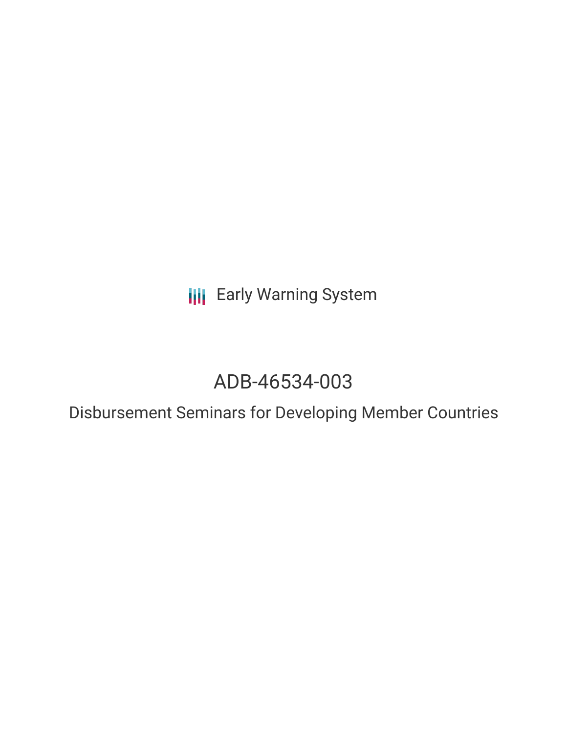Early Warning System

# ADB-46534-003

## Disbursement Seminars for Developing Member Countries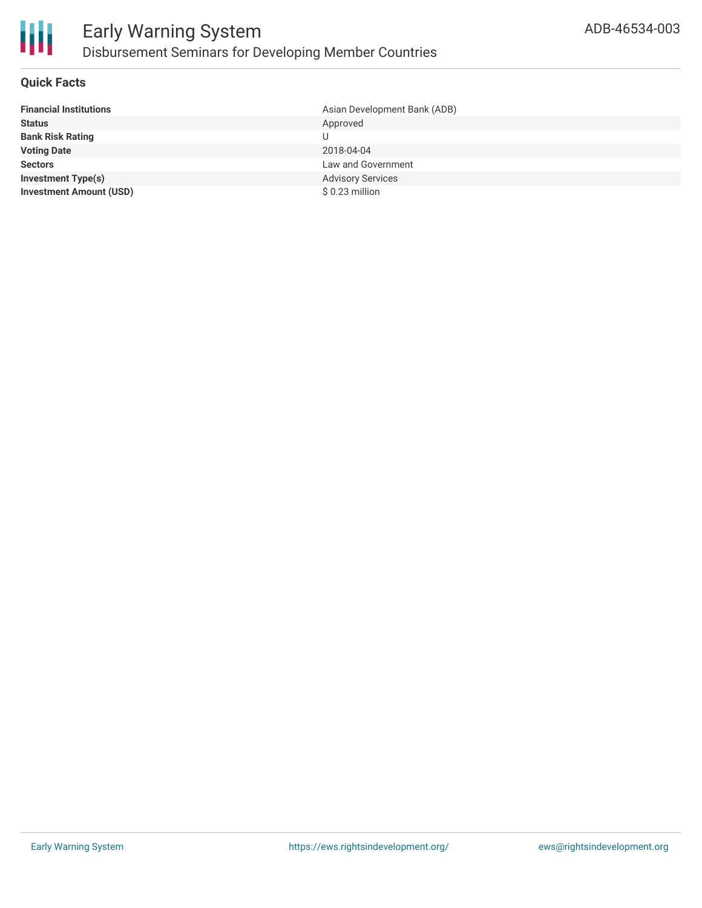# Early Warning System

## Disbursement Seminars for Developing Member Countries

ADB-46534-003

### Quick Facts

| | |
|---|---|
| **Financial Institutions** | Asian Development Bank (ADB) |
| **Status** | Approved |
| **Bank Risk Rating** | U |
| **Voting Date** | 2018-04-04 |
| **Sectors** | Law and Government |
| **Investment Type(s)** | Advisory Services |
| **Investment Amount (USD)** | $ 0.23 million |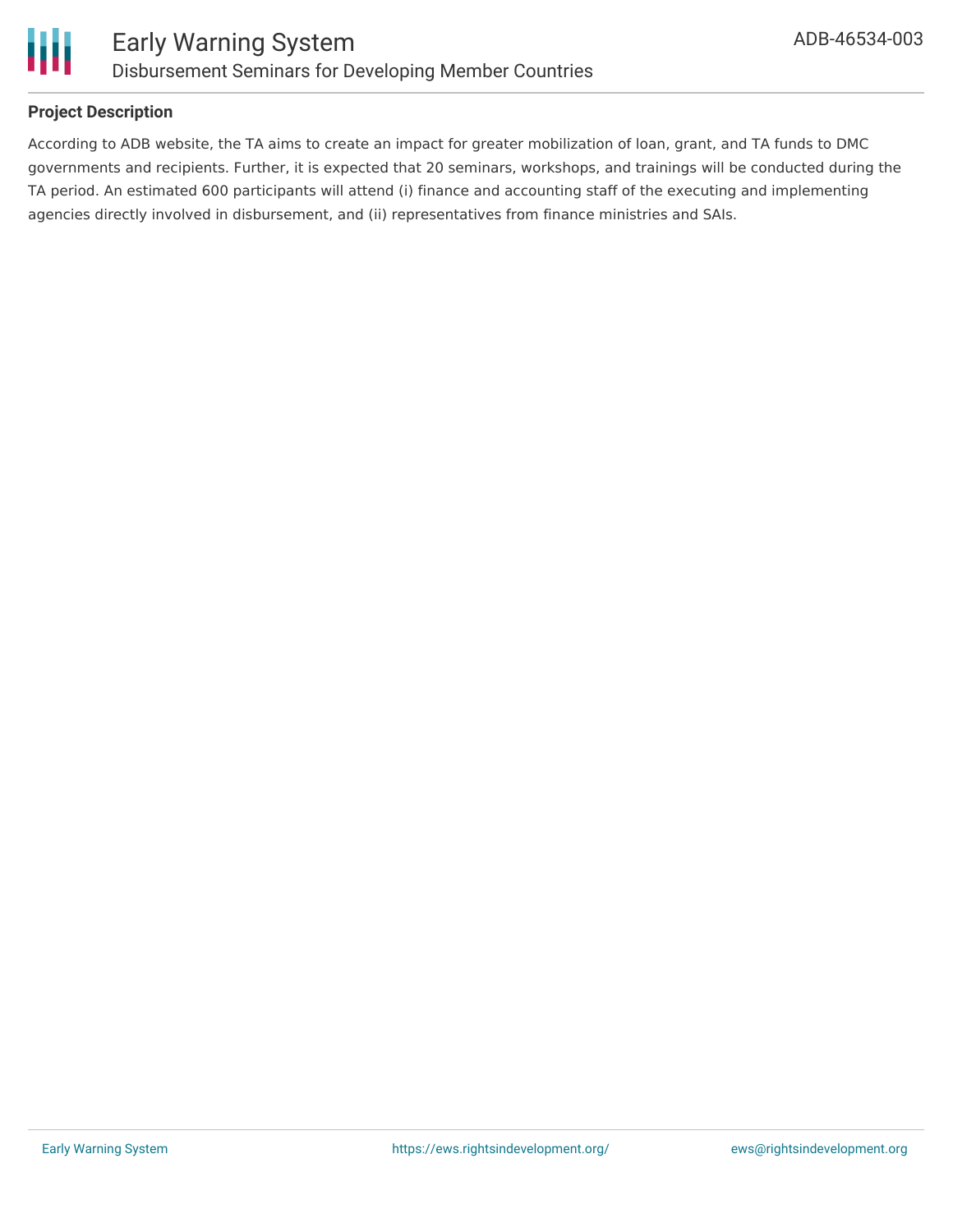### Project Description

According to ADB website, the TA aims to create an impact for greater mobilization of loan, grant, and TA funds to DMC governments and recipients. Further, it is expected that 20 seminars, workshops, and trainings will be conducted during the TA period. An estimated 600 participants will attend (i) finance and accounting staff of the executing and implementing agencies directly involved in disbursement, and (ii) representatives from finance ministries and SAIs.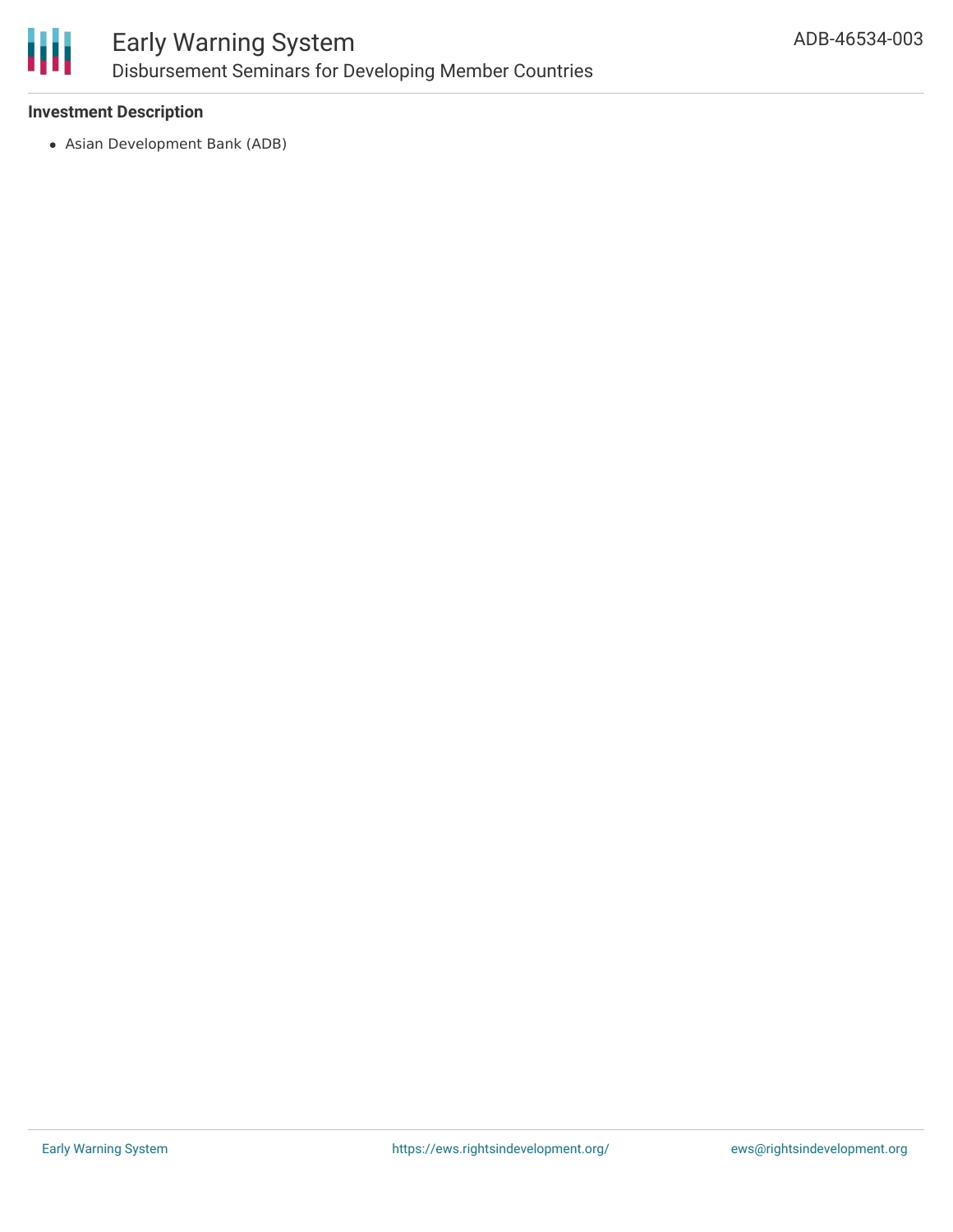**Investment Description**

- Asian Development Bank (ADB)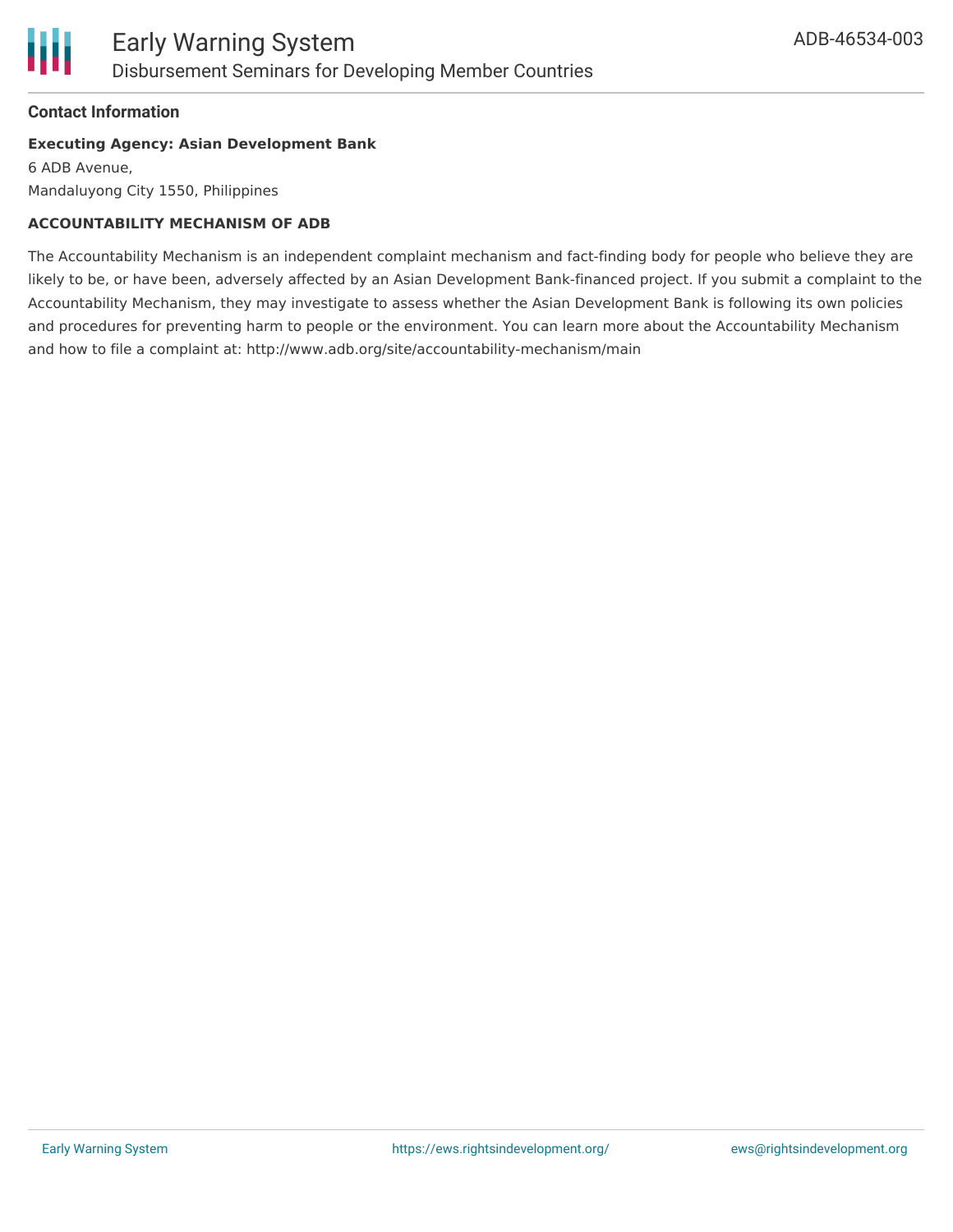#### Contact Information

**Executing Agency: Asian Development Bank**

6 ADB Avenue,
Mandaluyong City 1550, Philippines

**ACCOUNTABILITY MECHANISM OF ADB**

The Accountability Mechanism is an independent complaint mechanism and fact-finding body for people who believe they are likely to be, or have been, adversely affected by an Asian Development Bank-financed project. If you submit a complaint to the Accountability Mechanism, they may investigate to assess whether the Asian Development Bank is following its own policies and procedures for preventing harm to people or the environment. You can learn more about the Accountability Mechanism and how to file a complaint at: http://www.adb.org/site/accountability-mechanism/main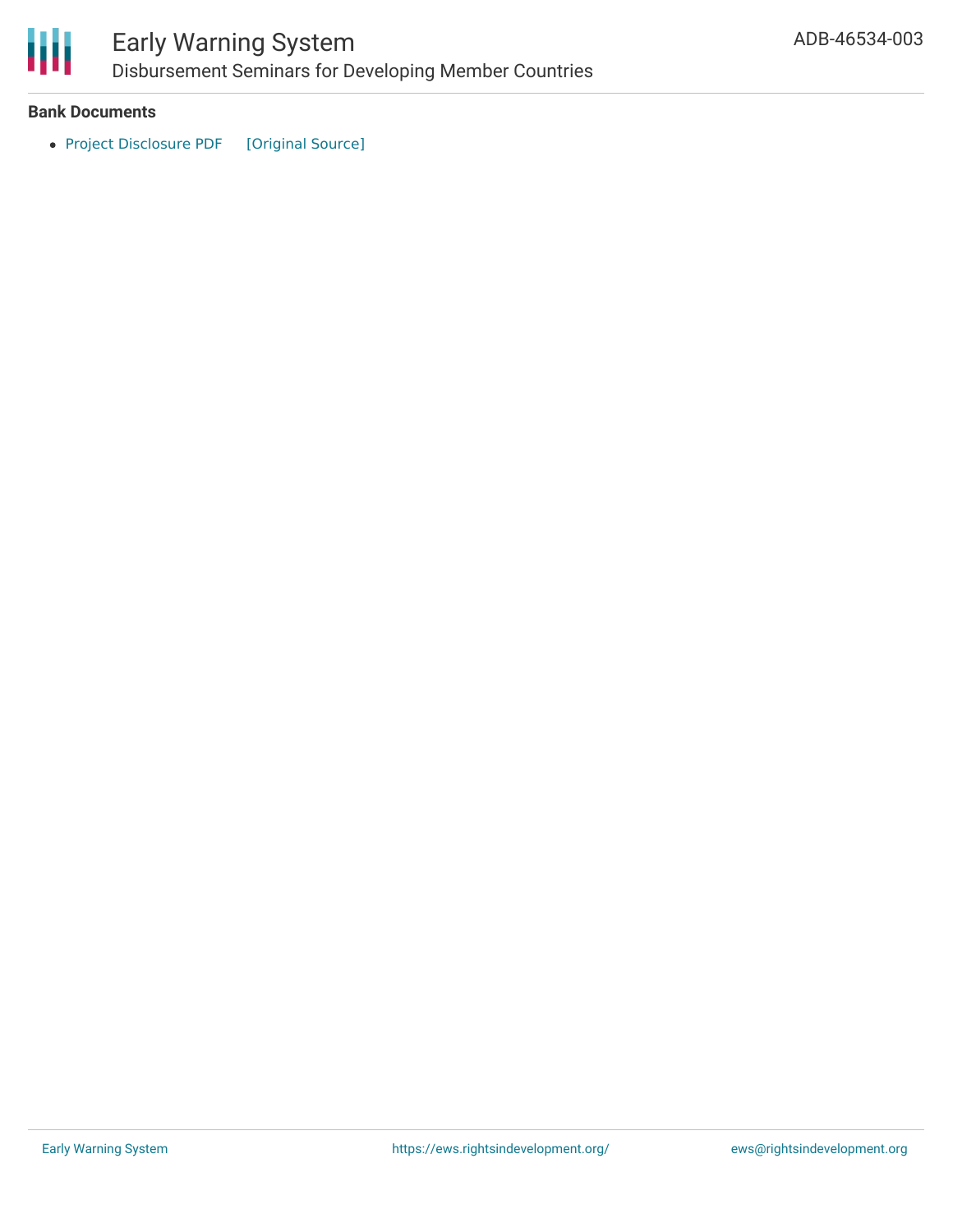### Bank Documents

- Project Disclosure PDF [Original Source]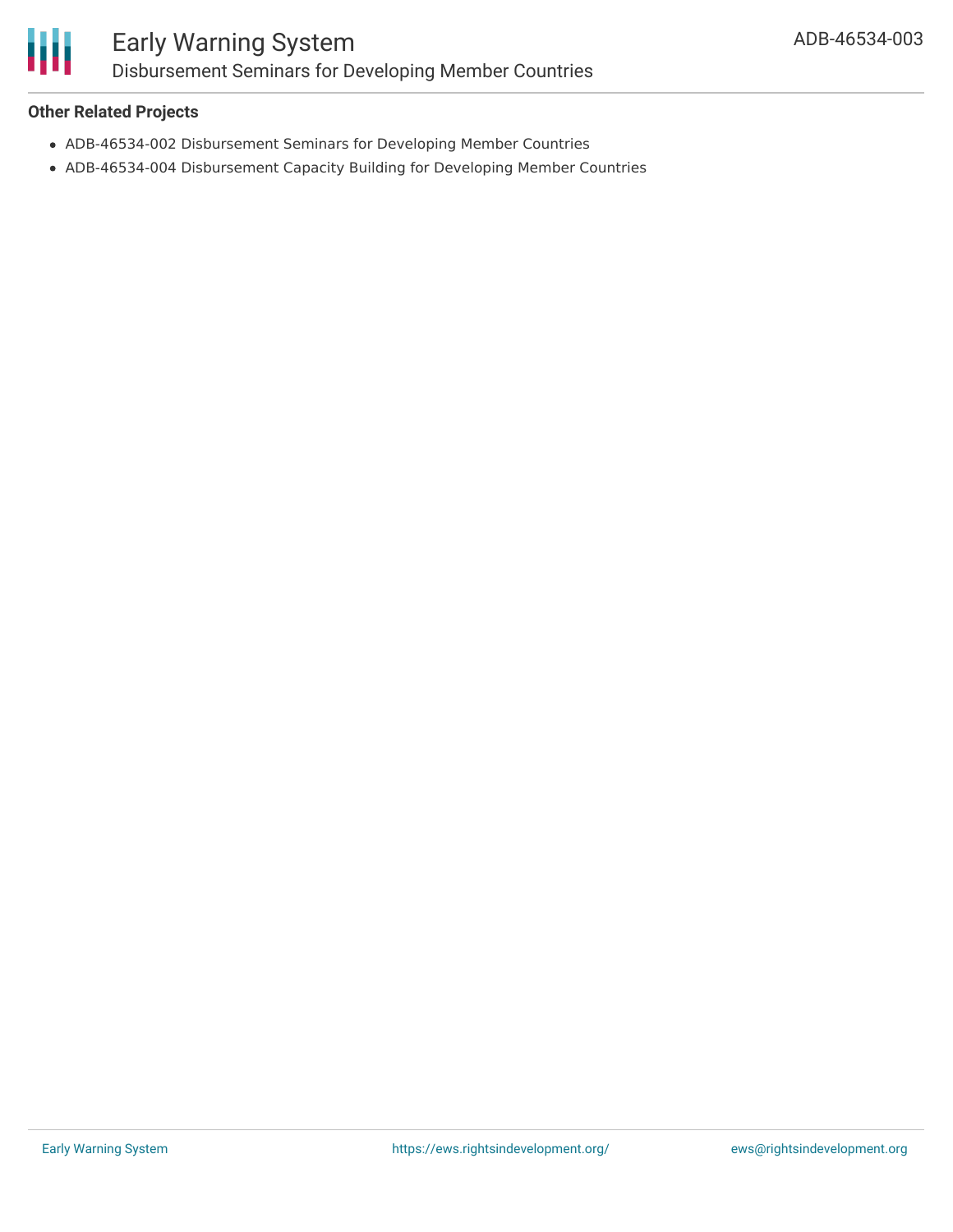**Other Related Projects**

- ADB-46534-002 Disbursement Seminars for Developing Member Countries
- ADB-46534-004 Disbursement Capacity Building for Developing Member Countries